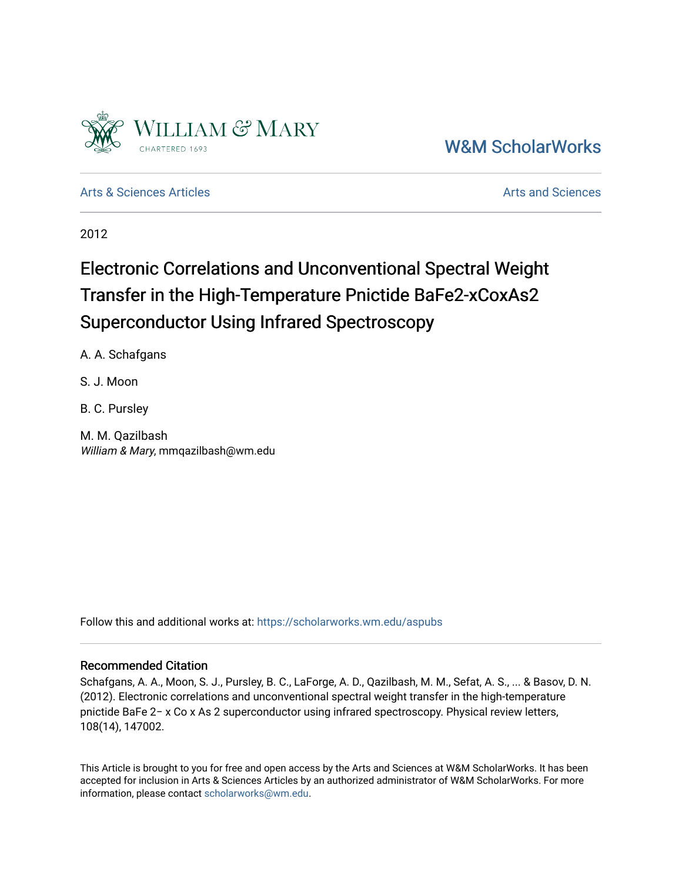William & Mary

CHARTERED 1693

W&M ScholarWorks

Arts & Sciences Articles

Arts and Sciences

2012

# Electronic Correlations and Unconventional Spectral Weight Transfer in the High-Temperature Pnictide BaFe2-xCoxAs2 Superconductor Using Infrared Spectroscopy

A. A. Schafgans

S. J. Moon

B. C. Pursley

M. M. Qazilbash
*William & Mary*, mmqazilbash@wm.edu

Follow this and additional works at: https://scholarworks.wm.edu/aspubs

## Recommended Citation

Schafgans, A. A., Moon, S. J., Pursley, B. C., LaForge, A. D., Qazilbash, M. M., Sefat, A. S., ... & Basov, D. N. (2012). Electronic correlations and unconventional spectral weight transfer in the high-temperature pnictide BaFe 2− x Co x As 2 superconductor using infrared spectroscopy. Physical review letters, 108(14), 147002.

This Article is brought to you for free and open access by the Arts and Sciences at W&M ScholarWorks. It has been accepted for inclusion in Arts & Sciences Articles by an authorized administrator of W&M ScholarWorks. For more information, please contact scholarworks@wm.edu.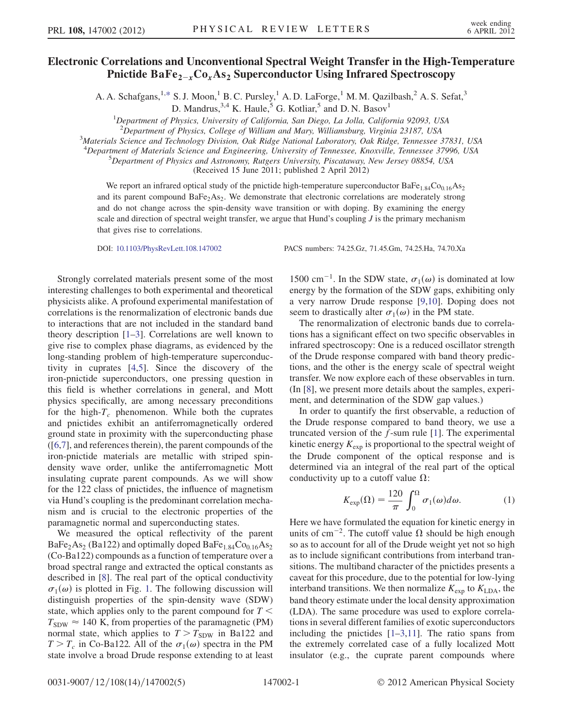# Electronic Correlations and Unconventional Spectral Weight Transfer in the High-Temperature Pnictide $BaFe_{2-x}Co_xAs_2$ Superconductor Using Infrared Spectroscopy

A. A. Schafgans,[1,*] S. J. Moon,[1] B. C. Pursley,[1] A. D. LaForge,[1] M. M. Qazilbash,[2] A. S. Sefat,[3] D. Mandrus,[3,4] K. Haule,[5] G. Kotliar,[5] and D. N. Basov[1]

[1]Department of Physics, University of California, San Diego, La Jolla, California 92093, USA
[2]Department of Physics, College of William and Mary, Williamsburg, Virginia 23187, USA
[3]Materials Science and Technology Division, Oak Ridge National Laboratory, Oak Ridge, Tennessee 37831, USA
[4]Department of Materials Science and Engineering, University of Tennessee, Knoxville, Tennessee 37996, USA
[5]Department of Physics and Astronomy, Rutgers University, Piscataway, New Jersey 08854, USA

(Received 15 June 2011; published 2 April 2012)

We report an infrared optical study of the pnictide high-temperature superconductor $BaFe_{1.84}Co_{0.16}As_2$ and its parent compound $BaFe_2As_2$. We demonstrate that electronic correlations are moderately strong and do not change across the spin-density wave transition or with doping. By examining the energy scale and direction of spectral weight transfer, we argue that Hund's coupling $J$ is the primary mechanism that gives rise to correlations.

DOI: 10.1103/PhysRevLett.108.147002 PACS numbers: 74.25.Gz, 71.45.Gm, 74.25.Ha, 74.70.Xa

Strongly correlated materials present some of the most interesting challenges to both experimental and theoretical physicists alike. A profound experimental manifestation of correlations is the renormalization of electronic bands due to interactions that are not included in the standard band theory description [1–3]. Correlations are well known to give rise to complex phase diagrams, as evidenced by the long-standing problem of high-temperature superconductivity in cuprates [4,5]. Since the discovery of the iron-pnictide superconductors, one pressing question in this field is whether correlations in general, and Mott physics specifically, are among necessary preconditions for the high-$T_c$ phenomenon. While both the cuprates and pnictides exhibit an antiferromagnetically ordered ground state in proximity with the superconducting phase ([6,7], and references therein), the parent compounds of the iron-pnictide materials are metallic with striped spin-density wave order, unlike the antiferromagnetic Mott insulating cuprate parent compounds. As we will show for the 122 class of pnictides, the influence of magnetism via Hund's coupling is the predominant correlation mechanism and is crucial to the electronic properties of the paramagnetic normal and superconducting states.

We measured the optical reflectivity of the parent $BaFe_2As_2$ (Ba122) and optimally doped $BaFe_{1.84}Co_{0.16}As_2$ (Co-Ba122) compounds as a function of temperature over a broad spectral range and extracted the optical constants as described in [8]. The real part of the optical conductivity $\sigma_1(\omega)$ is plotted in Fig. 1. The following discussion will distinguish properties of the spin-density wave (SDW) state, which applies only to the parent compound for $T < T_{SDW} \approx 140$ K, from properties of the paramagnetic (PM) normal state, which applies to $T > T_{SDW}$ in Ba122 and $T > T_c$ in Co-Ba122. All of the $\sigma_1(\omega)$ spectra in the PM state involve a broad Drude response extending to at least 1500 $cm^{-1}$. In the SDW state, $\sigma_1(\omega)$ is dominated at low energy by the formation of the SDW gaps, exhibiting only a very narrow Drude response [9,10]. Doping does not seem to drastically alter $\sigma_1(\omega)$ in the PM state.

The renormalization of electronic bands due to correlations has a significant effect on two specific observables in infrared spectroscopy: One is a reduced oscillator strength of the Drude response compared with band theory predictions, and the other is the energy scale of spectral weight transfer. We now explore each of these observables in turn. (In [8], we present more details about the samples, experiment, and determination of the SDW gap values.)

In order to quantify the first observable, a reduction of the Drude response compared to band theory, we use a truncated version of the $f$-sum rule [1]. The experimental kinetic energy $K_{exp}$ is proportional to the spectral weight of the Drude component of the optical response and is determined via an integral of the real part of the optical conductivity up to a cutoff value $\Omega$:

$$K_{exp}(\Omega) = \frac{120}{\pi} \int_0^{\Omega} \sigma_1(\omega) d\omega. \quad (1)$$

Here we have formulated the equation for kinetic energy in units of $cm^{-2}$. The cutoff value $\Omega$ should be high enough so as to account for all of the Drude weight yet not so high as to include significant contributions from interband transitions. The multiband character of the pnictides presents a caveat for this procedure, due to the potential for low-lying interband transitions. We then normalize $K_{exp}$ to $K_{LDA}$, the band theory estimate under the local density approximation (LDA). The same procedure was used to explore correlations in several different families of exotic superconductors including the pnictides [1–3,11]. The ratio spans from the extremely correlated case of a fully localized Mott insulator (e.g., the cuprate parent compounds where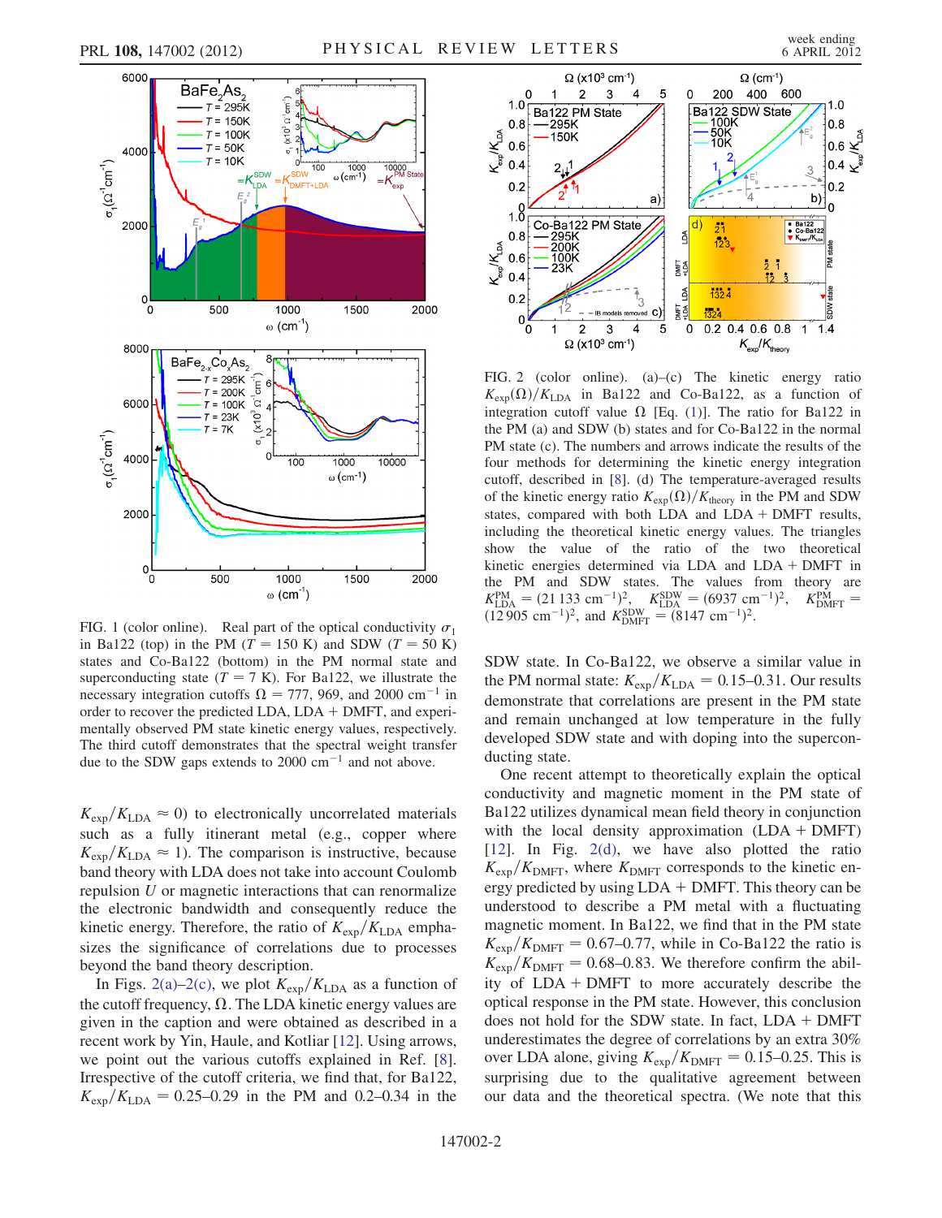FIG. 1 (color online). Real part of the optical conductivity $\sigma_1$ in Ba122 (top) in the PM ($T = 150$ K) and SDW ($T = 50$ K) states and Co-Ba122 (bottom) in the PM normal state and superconducting state ($T = 7$ K). For Ba122, we illustrate the necessary integration cutoffs $\Omega = 777$, 969, and 2000 $\mathrm{cm}^{-1}$ in order to recover the predicted LDA, LDA + DMFT, and experimentally observed PM state kinetic energy values, respectively. The third cutoff demonstrates that the spectral weight transfer due to the SDW gaps extends to 2000 $\mathrm{cm}^{-1}$ and not above.

$K_{\mathrm{exp}}/K_{\mathrm{LDA}} \approx 0$) to electronically uncorrelated materials such as a fully itinerant metal (e.g., copper where $K_{\mathrm{exp}}/K_{\mathrm{LDA}} \approx 1$). The comparison is instructive, because band theory with LDA does not take into account Coulomb repulsion $U$ or magnetic interactions that can renormalize the electronic bandwidth and consequently reduce the kinetic energy. Therefore, the ratio of $K_{\mathrm{exp}}/K_{\mathrm{LDA}}$ emphasizes the significance of correlations due to processes beyond the band theory description.

In Figs. 2(a)–2(c), we plot $K_{\mathrm{exp}}/K_{\mathrm{LDA}}$ as a function of the cutoff frequency, $\Omega$. The LDA kinetic energy values are given in the caption and were obtained as described in a recent work by Yin, Haule, and Kotliar [12]. Using arrows, we point out the various cutoffs explained in Ref. [8]. Irrespective of the cutoff criteria, we find that, for Ba122, $K_{\mathrm{exp}}/K_{\mathrm{LDA}} = 0.25$–$0.29$ in the PM and 0.2–0.34 in the SDW state. In Co-Ba122, we observe a similar value in the PM normal state: $K_{\mathrm{exp}}/K_{\mathrm{LDA}} = 0.15$–$0.31$. Our results demonstrate that correlations are present in the PM state and remain unchanged at low temperature in the fully developed SDW state and with doping into the superconducting state.

FIG. 2 (color online). (a)–(c) The kinetic energy ratio $K_{\mathrm{exp}}(\Omega)/K_{\mathrm{LDA}}$ in Ba122 and Co-Ba122, as a function of integration cutoff value $\Omega$ [Eq. (1)]. The ratio for Ba122 in the PM (a) and SDW (b) states and for Co-Ba122 in the normal PM state (c). The numbers and arrows indicate the results of the four methods for determining the kinetic energy integration cutoff, described in [8]. (d) The temperature-averaged results of the kinetic energy ratio $K_{\mathrm{exp}}(\Omega)/K_{\mathrm{theory}}$ in the PM and SDW states, compared with both LDA and LDA + DMFT results, including the theoretical kinetic energy values. The triangles show the value of the ratio of the two theoretical kinetic energies determined via LDA and LDA + DMFT in the PM and SDW states. The values from theory are $K_{\mathrm{LDA}}^{\mathrm{PM}} = (21\,133\ \mathrm{cm}^{-1})^2$, $K_{\mathrm{LDA}}^{\mathrm{SDW}} = (6937\ \mathrm{cm}^{-1})^2$, $K_{\mathrm{DMFT}}^{\mathrm{PM}} = (12\,905\ \mathrm{cm}^{-1})^2$, and $K_{\mathrm{DMFT}}^{\mathrm{SDW}} = (8147\ \mathrm{cm}^{-1})^2$.

One recent attempt to theoretically explain the optical conductivity and magnetic moment in the PM state of Ba122 utilizes dynamical mean field theory in conjunction with the local density approximation (LDA + DMFT) [12]. In Fig. 2(d), we have also plotted the ratio $K_{\mathrm{exp}}/K_{\mathrm{DMFT}}$, where $K_{\mathrm{DMFT}}$ corresponds to the kinetic energy predicted by using LDA + DMFT. This theory can be understood to describe a PM metal with a fluctuating magnetic moment. In Ba122, we find that in the PM state $K_{\mathrm{exp}}/K_{\mathrm{DMFT}} = 0.67$–$0.77$, while in Co-Ba122 the ratio is $K_{\mathrm{exp}}/K_{\mathrm{DMFT}} = 0.68$–$0.83$. We therefore confirm the ability of LDA + DMFT to more accurately describe the optical response in the PM state. However, this conclusion does not hold for the SDW state. In fact, LDA + DMFT underestimates the degree of correlations by an extra 30% over LDA alone, giving $K_{\mathrm{exp}}/K_{\mathrm{DMFT}} = 0.15$–$0.25$. This is surprising due to the qualitative agreement between our data and the theoretical spectra. (We note that this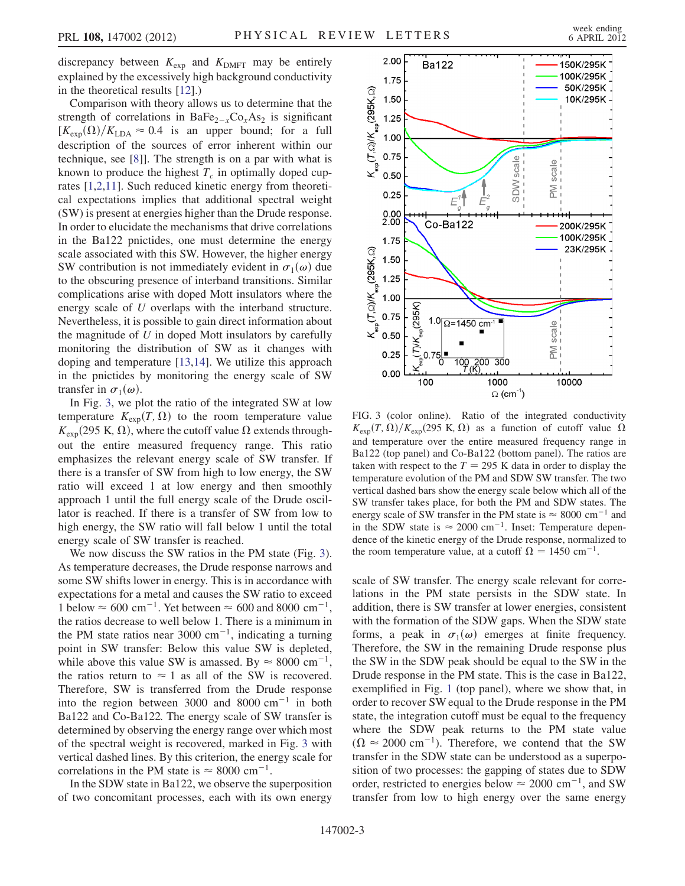discrepancy between $K_{\rm exp}$ and $K_{\rm DMFT}$ may be entirely explained by the excessively high background conductivity in the theoretical results [12].)

Comparison with theory allows us to determine that the strength of correlations in $BaFe_{2-x}Co_xAs_2$ is significant [$K_{\rm exp}(\Omega)/K_{\rm LDA} \approx 0.4$ is an upper bound; for a full description of the sources of error inherent within our technique, see [8]]. The strength is on a par with what is known to produce the highest $T_c$ in optimally doped cuprates [1,2,11]. Such reduced kinetic energy from theoretical expectations implies that additional spectral weight (SW) is present at energies higher than the Drude response. In order to elucidate the mechanisms that drive correlations in the Ba122 pnictides, one must determine the energy scale associated with this SW. However, the higher energy SW contribution is not immediately evident in $\sigma_1(\omega)$ due to the obscuring presence of interband transitions. Similar complications arise with doped Mott insulators where the energy scale of $U$ overlaps with the interband structure. Nevertheless, it is possible to gain direct information about the magnitude of $U$ in doped Mott insulators by carefully monitoring the distribution of SW as it changes with doping and temperature [13,14]. We utilize this approach in the pnictides by monitoring the energy scale of SW transfer in $\sigma_1(\omega)$.

In Fig. 3, we plot the ratio of the integrated SW at low temperature $K_{\rm exp}(T, \Omega)$ to the room temperature value $K_{\rm exp}(295\ \text{K}, \Omega)$, where the cutoff value $\Omega$ extends throughout the entire measured frequency range. This ratio emphasizes the relevant energy scale of SW transfer. If there is a transfer of SW from high to low energy, the SW ratio will exceed 1 at low energy and then smoothly approach 1 until the full energy scale of the Drude oscillator is reached. If there is a transfer of SW from low to high energy, the SW ratio will fall below 1 until the total energy scale of SW transfer is reached.

We now discuss the SW ratios in the PM state (Fig. 3). As temperature decreases, the Drude response narrows and some SW shifts lower in energy. This is in accordance with expectations for a metal and causes the SW ratio to exceed 1 below $\approx 600\ \text{cm}^{-1}$. Yet between $\approx 600$ and $8000\ \text{cm}^{-1}$, the ratios decrease to well below 1. There is a minimum in the PM state ratios near $3000\ \text{cm}^{-1}$, indicating a turning point in SW transfer: Below this value SW is depleted, while above this value SW is amassed. By $\approx 8000\ \text{cm}^{-1}$, the ratios return to $\approx 1$ as all of the SW is recovered. Therefore, SW is transferred from the Drude response into the region between 3000 and $8000\ \text{cm}^{-1}$ in both Ba122 and Co-Ba122. The energy scale of SW transfer is determined by observing the energy range over which most of the spectral weight is recovered, marked in Fig. 3 with vertical dashed lines. By this criterion, the energy scale for correlations in the PM state is $\approx 8000\ \text{cm}^{-1}$.

In the SDW state in Ba122, we observe the superposition of two concomitant processes, each with its own energy

FIG. 3 (color online). Ratio of the integrated conductivity $K_{\rm exp}(T, \Omega)/K_{\rm exp}(295\ \text{K}, \Omega)$ as a function of cutoff value $\Omega$ and temperature over the entire measured frequency range in Ba122 (top panel) and Co-Ba122 (bottom panel). The ratios are taken with respect to the $T = 295$ K data in order to display the temperature evolution of the PM and SDW SW transfer. The two vertical dashed bars show the energy scale below which all of the SW transfer takes place, for both the PM and SDW states. The energy scale of SW transfer in the PM state is $\approx 8000\ \text{cm}^{-1}$ and in the SDW state is $\approx 2000\ \text{cm}^{-1}$. Inset: Temperature dependence of the kinetic energy of the Drude response, normalized to the room temperature value, at a cutoff $\Omega = 1450\ \text{cm}^{-1}$.

scale of SW transfer. The energy scale relevant for correlations in the PM state persists in the SDW state. In addition, there is SW transfer at lower energies, consistent with the formation of the SDW gaps. When the SDW state forms, a peak in $\sigma_1(\omega)$ emerges at finite frequency. Therefore, the SW in the remaining Drude response plus the SW in the SDW peak should be equal to the SW in the Drude response in the PM state. This is the case in Ba122, exemplified in Fig. 1 (top panel), where we show that, in order to recover SW equal to the Drude response in the PM state, the integration cutoff must be equal to the frequency where the SDW peak returns to the PM state value ($\Omega \approx 2000\ \text{cm}^{-1}$). Therefore, we contend that the SW transfer in the SDW state can be understood as a superposition of two processes: the gapping of states due to SDW order, restricted to energies below $\approx 2000\ \text{cm}^{-1}$, and SW transfer from low to high energy over the same energy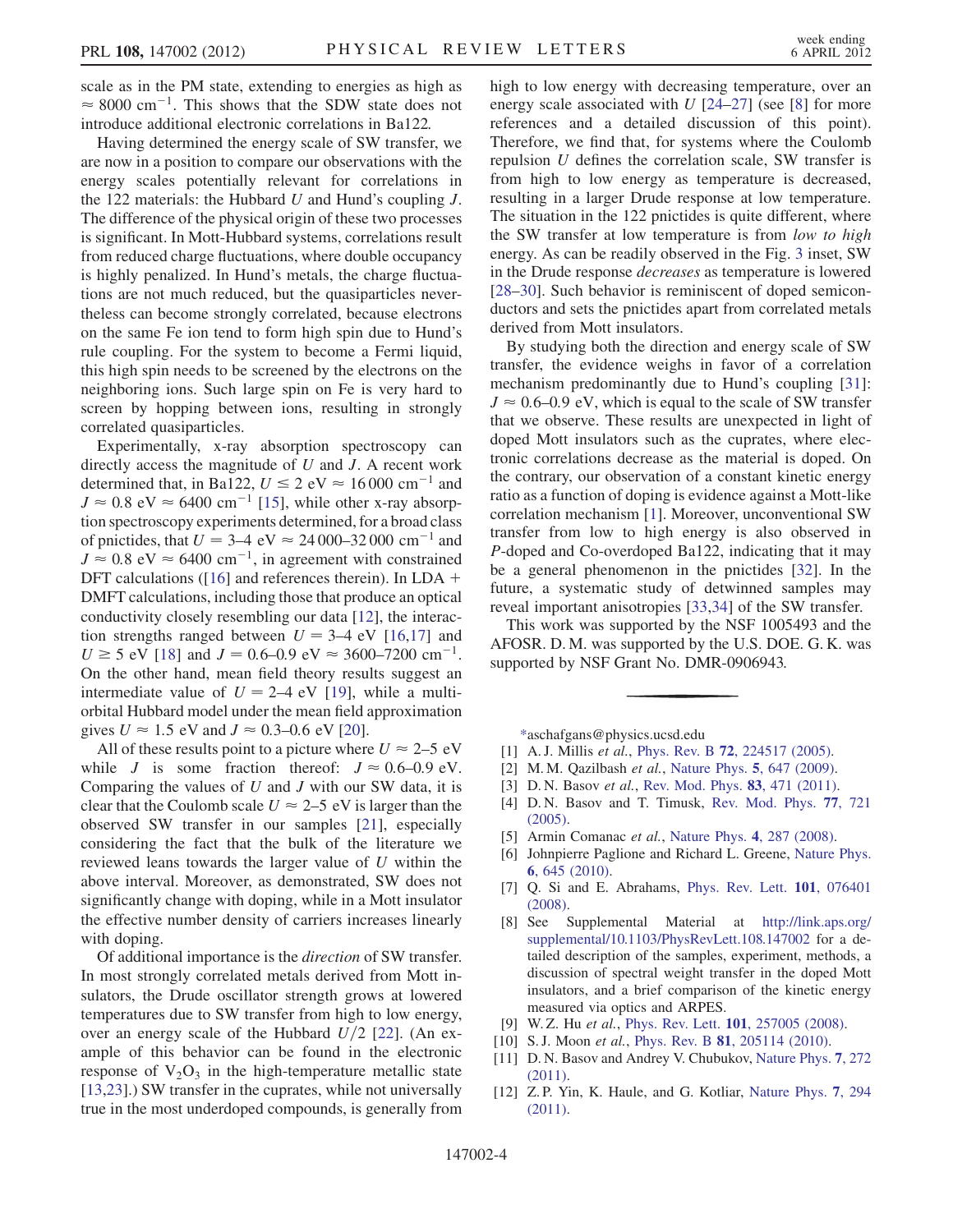scale as in the PM state, extending to energies as high as $\approx 8000\ \mathrm{cm}^{-1}$. This shows that the SDW state does not introduce additional electronic correlations in Ba122.

Having determined the energy scale of SW transfer, we are now in a position to compare our observations with the energy scales potentially relevant for correlations in the 122 materials: the Hubbard $U$ and Hund's coupling $J$. The difference of the physical origin of these two processes is significant. In Mott-Hubbard systems, correlations result from reduced charge fluctuations, where double occupancy is highly penalized. In Hund's metals, the charge fluctuations are not much reduced, but the quasiparticles nevertheless can become strongly correlated, because electrons on the same Fe ion tend to form high spin due to Hund's rule coupling. For the system to become a Fermi liquid, this high spin needs to be screened by the electrons on the neighboring ions. Such large spin on Fe is very hard to screen by hopping between ions, resulting in strongly correlated quasiparticles.

Experimentally, x-ray absorption spectroscopy can directly access the magnitude of $U$ and $J$. A recent work determined that, in Ba122, $U \leq 2$ eV $\approx 16\,000\ \mathrm{cm}^{-1}$ and $J \approx 0.8$ eV $\approx 6400\ \mathrm{cm}^{-1}$ [15], while other x-ray absorption spectroscopy experiments determined, for a broad class of pnictides, that $U = 3$–$4$ eV $\approx 24\,000$–$32\,000\ \mathrm{cm}^{-1}$ and $J \approx 0.8$ eV $\approx 6400\ \mathrm{cm}^{-1}$, in agreement with constrained DFT calculations ([16] and references therein). In LDA + DMFT calculations, including those that produce an optical conductivity closely resembling our data [12], the interaction strengths ranged between $U = 3$–$4$ eV [16,17] and $U \geq 5$ eV [18] and $J = 0.6$–$0.9$ eV $\approx 3600$–$7200\ \mathrm{cm}^{-1}$. On the other hand, mean field theory results suggest an intermediate value of $U = 2$–$4$ eV [19], while a multi-orbital Hubbard model under the mean field approximation gives $U \approx 1.5$ eV and $J \approx 0.3$–$0.6$ eV [20].

All of these results point to a picture where $U \approx 2$–$5$ eV while $J$ is some fraction thereof: $J \approx 0.6$–$0.9$ eV. Comparing the values of $U$ and $J$ with our SW data, it is clear that the Coulomb scale $U \approx 2$–$5$ eV is larger than the observed SW transfer in our samples [21], especially considering the fact that the bulk of the literature we reviewed leans towards the larger value of $U$ within the above interval. Moreover, as demonstrated, SW does not significantly change with doping, while in a Mott insulator the effective number density of carriers increases linearly with doping.

Of additional importance is the *direction* of SW transfer. In most strongly correlated metals derived from Mott insulators, the Drude oscillator strength grows at lowered temperatures due to SW transfer from high to low energy, over an energy scale of the Hubbard $U/2$ [22]. (An example of this behavior can be found in the electronic response of $V_2O_3$ in the high-temperature metallic state [13,23].) SW transfer in the cuprates, while not universally true in the most underdoped compounds, is generally from high to low energy with decreasing temperature, over an energy scale associated with $U$ [24–27] (see [8] for more references and a detailed discussion of this point). Therefore, we find that, for systems where the Coulomb repulsion $U$ defines the correlation scale, SW transfer is from high to low energy as temperature is decreased, resulting in a larger Drude response at low temperature. The situation in the 122 pnictides is quite different, where the SW transfer at low temperature is from *low to high* energy. As can be readily observed in the Fig. 3 inset, SW in the Drude response *decreases* as temperature is lowered [28–30]. Such behavior is reminiscent of doped semiconductors and sets the pnictides apart from correlated metals derived from Mott insulators.

By studying both the direction and energy scale of SW transfer, the evidence weighs in favor of a correlation mechanism predominantly due to Hund's coupling [31]: $J \approx 0.6$–$0.9$ eV, which is equal to the scale of SW transfer that we observe. These results are unexpected in light of doped Mott insulators such as the cuprates, where electronic correlations decrease as the material is doped. On the contrary, our observation of a constant kinetic energy ratio as a function of doping is evidence against a Mott-like correlation mechanism [1]. Moreover, unconventional SW transfer from low to high energy is also observed in $P$-doped and Co-overdoped Ba122, indicating that it may be a general phenomenon in the pnictides [32]. In the future, a systematic study of detwinned samples may reveal important anisotropies [33,34] of the SW transfer.

This work was supported by the NSF 1005493 and the AFOSR. D. M. was supported by the U.S. DOE. G. K. was supported by NSF Grant No. DMR-0906943.

---

*aschafgans@physics.ucsd.edu

[1] A. J. Millis *et al.*, Phys. Rev. B **72**, 224517 (2005).
[2] M. M. Qazilbash *et al.*, Nature Phys. **5**, 647 (2009).
[3] D. N. Basov *et al.*, Rev. Mod. Phys. **83**, 471 (2011).
[4] D. N. Basov and T. Timusk, Rev. Mod. Phys. **77**, 721 (2005).
[5] Armin Comanac *et al.*, Nature Phys. **4**, 287 (2008).
[6] Johnpierre Paglione and Richard L. Greene, Nature Phys. **6**, 645 (2010).
[7] Q. Si and E. Abrahams, Phys. Rev. Lett. **101**, 076401 (2008).
[8] See Supplemental Material at http://link.aps.org/supplemental/10.1103/PhysRevLett.108.147002 for a detailed description of the samples, experiment, methods, a discussion of spectral weight transfer in the doped Mott insulators, and a brief comparison of the kinetic energy measured via optics and ARPES.
[9] W. Z. Hu *et al.*, Phys. Rev. Lett. **101**, 257005 (2008).
[10] S. J. Moon *et al.*, Phys. Rev. B **81**, 205114 (2010).
[11] D. N. Basov and Andrey V. Chubukov, Nature Phys. **7**, 272 (2011).
[12] Z. P. Yin, K. Haule, and G. Kotliar, Nature Phys. **7**, 294 (2011).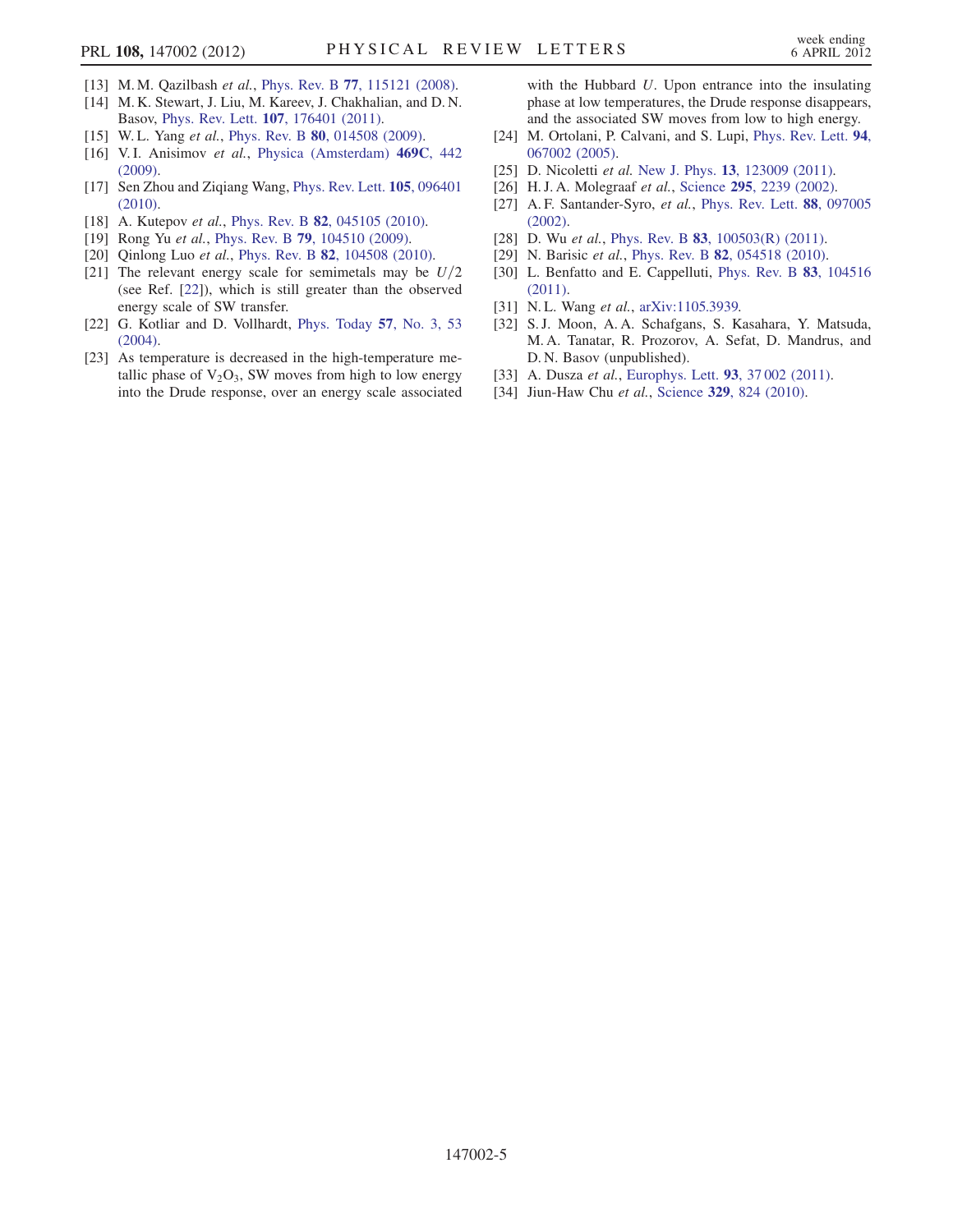[13] M. M. Qazilbash *et al.*, Phys. Rev. B **77**, 115121 (2008).

[14] M. K. Stewart, J. Liu, M. Kareev, J. Chakhalian, and D. N. Basov, Phys. Rev. Lett. **107**, 176401 (2011).

[15] W. L. Yang *et al.*, Phys. Rev. B **80**, 014508 (2009).

[16] V. I. Anisimov *et al.*, Physica (Amsterdam) **469C**, 442 (2009).

[17] Sen Zhou and Ziqiang Wang, Phys. Rev. Lett. **105**, 096401 (2010).

[18] A. Kutepov *et al.*, Phys. Rev. B **82**, 045105 (2010).

[19] Rong Yu *et al.*, Phys. Rev. B **79**, 104510 (2009).

[20] Qinlong Luo *et al.*, Phys. Rev. B **82**, 104508 (2010).

[21] The relevant energy scale for semimetals may be $U/2$ (see Ref. [22]), which is still greater than the observed energy scale of SW transfer.

[22] G. Kotliar and D. Vollhardt, Phys. Today **57**, No. 3, 53 (2004).

[23] As temperature is decreased in the high-temperature metallic phase of $V_2O_3$, SW moves from high to low energy into the Drude response, over an energy scale associated with the Hubbard $U$. Upon entrance into the insulating phase at low temperatures, the Drude response disappears, and the associated SW moves from low to high energy.

[24] M. Ortolani, P. Calvani, and S. Lupi, Phys. Rev. Lett. **94**, 067002 (2005).

[25] D. Nicoletti *et al.* New J. Phys. **13**, 123009 (2011).

[26] H. J. A. Molegraaf *et al.*, Science **295**, 2239 (2002).

[27] A. F. Santander-Syro, *et al.*, Phys. Rev. Lett. **88**, 097005 (2002).

[28] D. Wu *et al.*, Phys. Rev. B **83**, 100503(R) (2011).

[29] N. Barisic *et al.*, Phys. Rev. B **82**, 054518 (2010).

[30] L. Benfatto and E. Cappelluti, Phys. Rev. B **83**, 104516 (2011).

[31] N. L. Wang *et al.*, arXiv:1105.3939.

[32] S. J. Moon, A. A. Schafgans, S. Kasahara, Y. Matsuda, M. A. Tanatar, R. Prozorov, A. Sefat, D. Mandrus, and D. N. Basov (unpublished).

[33] A. Dusza *et al.*, Europhys. Lett. **93**, 37 002 (2011).

[34] Jiun-Haw Chu *et al.*, Science **329**, 824 (2010).